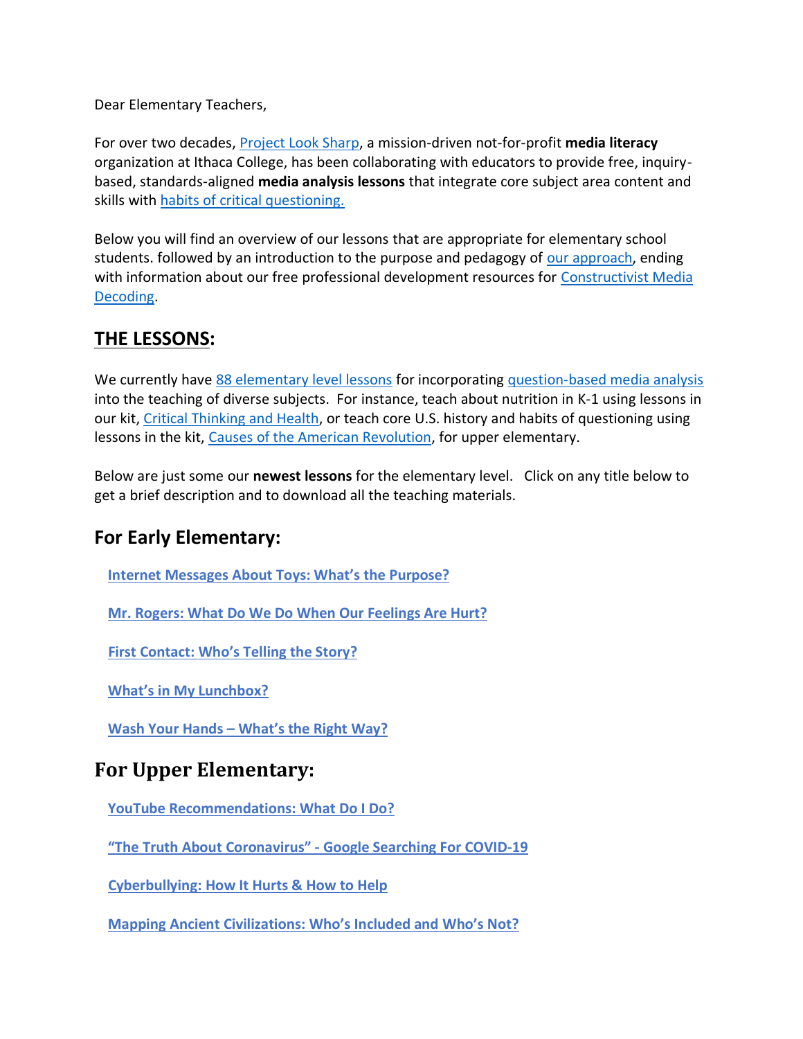Dear Elementary Teachers,

For over two decades, Project Look Sharp, a mission-driven not-for-profit **media literacy** organization at Ithaca College, has been collaborating with educators to provide free, inquiry-based, standards-aligned **media analysis lessons** that integrate core subject area content and skills with habits of critical questioning.

Below you will find an overview of our lessons that are appropriate for elementary school students. followed by an introduction to the purpose and pedagogy of our approach, ending with information about our free professional development resources for Constructivist Media Decoding.

## THE LESSONS:

We currently have 88 elementary level lessons for incorporating question-based media analysis into the teaching of diverse subjects. For instance, teach about nutrition in K-1 using lessons in our kit, Critical Thinking and Health, or teach core U.S. history and habits of questioning using lessons in the kit, Causes of the American Revolution, for upper elementary.

Below are just some our **newest lessons** for the elementary level. Click on any title below to get a brief description and to download all the teaching materials.

### For Early Elementary:

**Internet Messages About Toys: What's the Purpose?**

**Mr. Rogers: What Do We Do When Our Feelings Are Hurt?**

**First Contact: Who's Telling the Story?**

**What's in My Lunchbox?**

**Wash Your Hands – What's the Right Way?**

### For Upper Elementary:

**YouTube Recommendations: What Do I Do?**

**"The Truth About Coronavirus" - Google Searching For COVID-19**

**Cyberbullying: How It Hurts & How to Help**

**Mapping Ancient Civilizations: Who's Included and Who's Not?**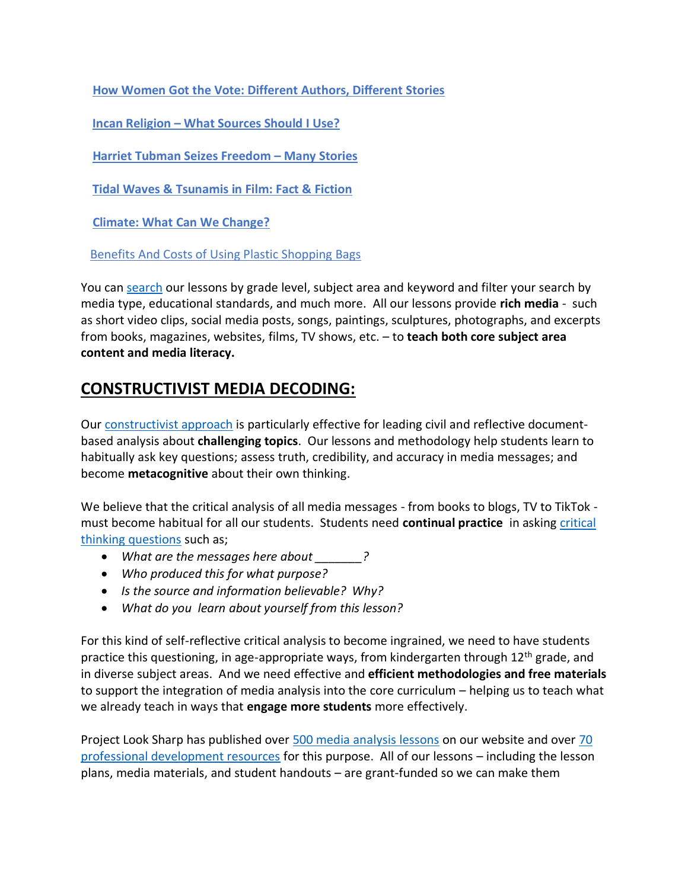**How Women Got the Vote: Different Authors, Different Stories**

**Incan Religion – What Sources Should I Use?**

**Harriet Tubman Seizes Freedom – Many Stories**

**Tidal Waves & Tsunamis in Film: Fact & Fiction**

**Climate: What Can We Change?**

Benefits And Costs of Using Plastic Shopping Bags

You can search our lessons by grade level, subject area and keyword and filter your search by media type, educational standards, and much more. All our lessons provide **rich media** - such as short video clips, social media posts, songs, paintings, sculptures, photographs, and excerpts from books, magazines, websites, films, TV shows, etc. – to **teach both core subject area content and media literacy.**

## CONSTRUCTIVIST MEDIA DECODING:

Our constructivist approach is particularly effective for leading civil and reflective document-based analysis about **challenging topics**. Our lessons and methodology help students learn to habitually ask key questions; assess truth, credibility, and accuracy in media messages; and become **metacognitive** about their own thinking.

We believe that the critical analysis of all media messages - from books to blogs, TV to TikTok - must become habitual for all our students. Students need **continual practice** in asking critical thinking questions such as;

- *What are the messages here about _______?*
- *Who produced this for what purpose?*
- *Is the source and information believable? Why?*
- *What do you learn about yourself from this lesson?*

For this kind of self-reflective critical analysis to become ingrained, we need to have students practice this questioning, in age-appropriate ways, from kindergarten through 12th grade, and in diverse subject areas. And we need effective and **efficient methodologies and free materials** to support the integration of media analysis into the core curriculum – helping us to teach what we already teach in ways that **engage more students** more effectively.

Project Look Sharp has published over 500 media analysis lessons on our website and over 70 professional development resources for this purpose. All of our lessons – including the lesson plans, media materials, and student handouts – are grant-funded so we can make them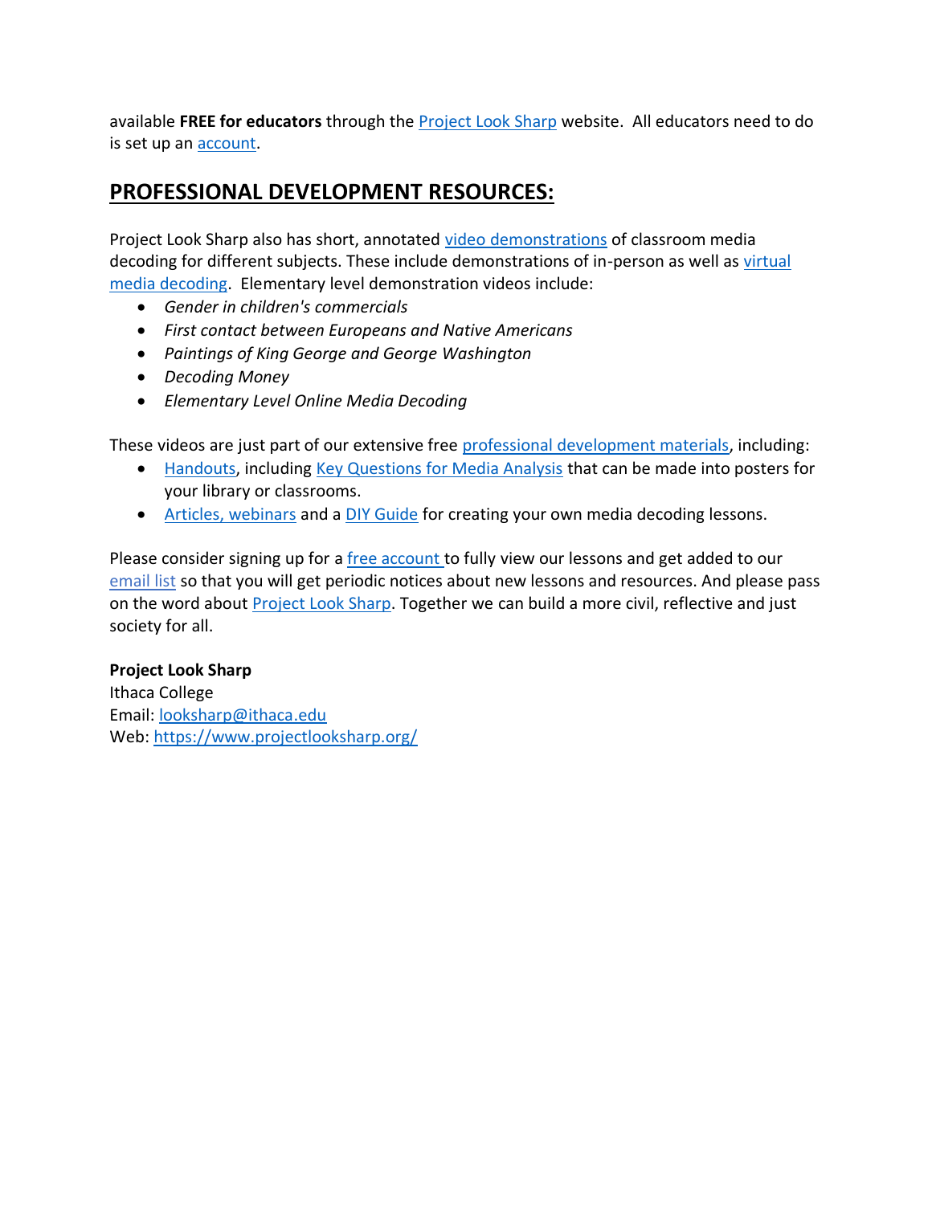available **FREE for educators** through the Project Look Sharp website. All educators need to do is set up an account.

## PROFESSIONAL DEVELOPMENT RESOURCES:

Project Look Sharp also has short, annotated video demonstrations of classroom media decoding for different subjects. These include demonstrations of in-person as well as virtual media decoding. Elementary level demonstration videos include:

- *Gender in children's commercials*
- *First contact between Europeans and Native Americans*
- *Paintings of King George and George Washington*
- *Decoding Money*
- *Elementary Level Online Media Decoding*

These videos are just part of our extensive free professional development materials, including:

- Handouts, including Key Questions for Media Analysis that can be made into posters for your library or classrooms.
- Articles, webinars and a DIY Guide for creating your own media decoding lessons.

Please consider signing up for a free account to fully view our lessons and get added to our email list so that you will get periodic notices about new lessons and resources. And please pass on the word about Project Look Sharp. Together we can build a more civil, reflective and just society for all.

**Project Look Sharp**
Ithaca College
Email: lookshar p@ithaca.edu
Web: https://www.projectlooksharp.org/